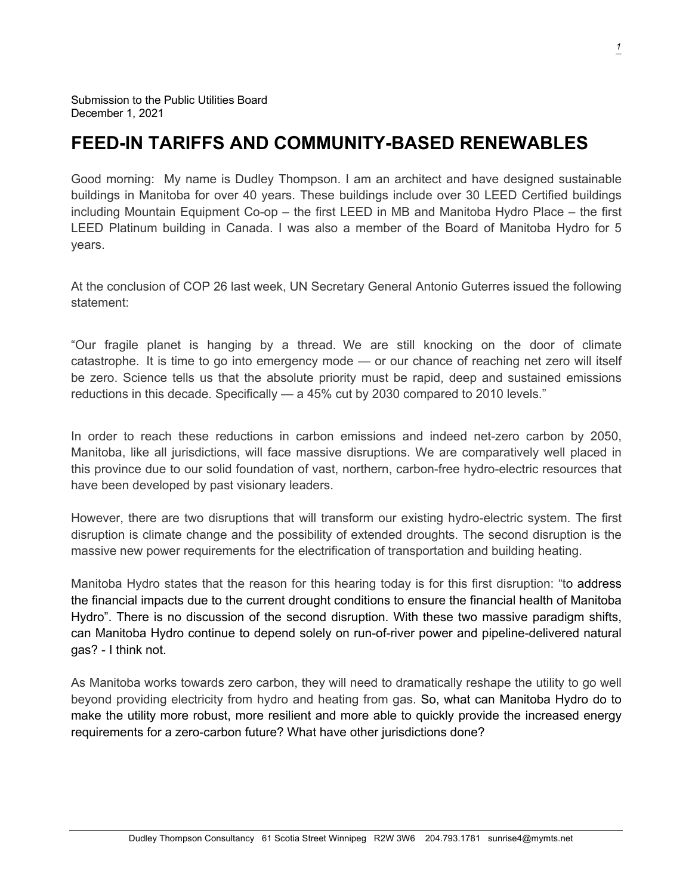Submission to the Public Utilities Board
December 1, 2021

# FEED-IN TARIFFS AND COMMUNITY-BASED RENEWABLES

Good morning: My name is Dudley Thompson. I am an architect and have designed sustainable buildings in Manitoba for over 40 years. These buildings include over 30 LEED Certified buildings including Mountain Equipment Co-op – the first LEED in MB and Manitoba Hydro Place – the first LEED Platinum building in Canada. I was also a member of the Board of Manitoba Hydro for 5 years.

At the conclusion of COP 26 last week, UN Secretary General Antonio Guterres issued the following statement:

"Our fragile planet is hanging by a thread. We are still knocking on the door of climate catastrophe. It is time to go into emergency mode — or our chance of reaching net zero will itself be zero. Science tells us that the absolute priority must be rapid, deep and sustained emissions reductions in this decade. Specifically — a 45% cut by 2030 compared to 2010 levels."

In order to reach these reductions in carbon emissions and indeed net-zero carbon by 2050, Manitoba, like all jurisdictions, will face massive disruptions. We are comparatively well placed in this province due to our solid foundation of vast, northern, carbon-free hydro-electric resources that have been developed by past visionary leaders.

However, there are two disruptions that will transform our existing hydro-electric system. The first disruption is climate change and the possibility of extended droughts. The second disruption is the massive new power requirements for the electrification of transportation and building heating.

Manitoba Hydro states that the reason for this hearing today is for this first disruption: "to address the financial impacts due to the current drought conditions to ensure the financial health of Manitoba Hydro". There is no discussion of the second disruption. With these two massive paradigm shifts, can Manitoba Hydro continue to depend solely on run-of-river power and pipeline-delivered natural gas? - I think not.

As Manitoba works towards zero carbon, they will need to dramatically reshape the utility to go well beyond providing electricity from hydro and heating from gas. So, what can Manitoba Hydro do to make the utility more robust, more resilient and more able to quickly provide the increased energy requirements for a zero-carbon future? What have other jurisdictions done?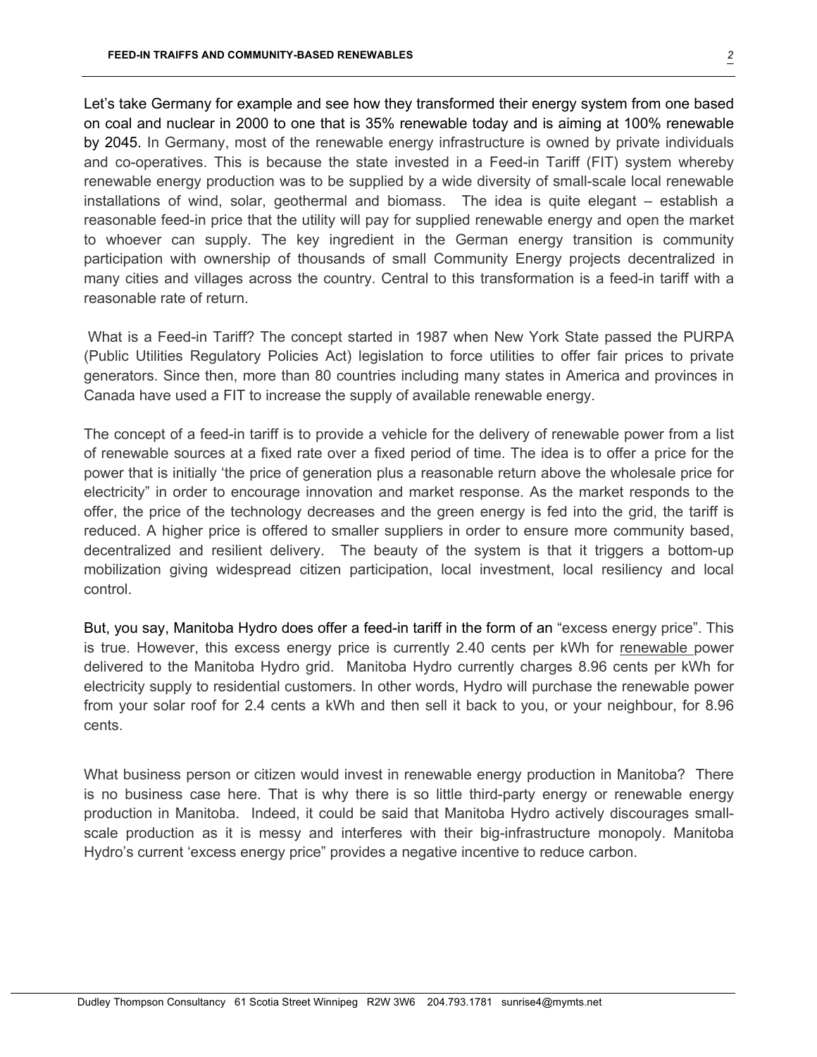Let's take Germany for example and see how they transformed their energy system from one based on coal and nuclear in 2000 to one that is 35% renewable today and is aiming at 100% renewable by 2045. In Germany, most of the renewable energy infrastructure is owned by private individuals and co-operatives. This is because the state invested in a Feed-in Tariff (FIT) system whereby renewable energy production was to be supplied by a wide diversity of small-scale local renewable installations of wind, solar, geothermal and biomass. The idea is quite elegant – establish a reasonable feed-in price that the utility will pay for supplied renewable energy and open the market to whoever can supply. The key ingredient in the German energy transition is community participation with ownership of thousands of small Community Energy projects decentralized in many cities and villages across the country. Central to this transformation is a feed-in tariff with a reasonable rate of return.

What is a Feed-in Tariff? The concept started in 1987 when New York State passed the PURPA (Public Utilities Regulatory Policies Act) legislation to force utilities to offer fair prices to private generators. Since then, more than 80 countries including many states in America and provinces in Canada have used a FIT to increase the supply of available renewable energy.

The concept of a feed-in tariff is to provide a vehicle for the delivery of renewable power from a list of renewable sources at a fixed rate over a fixed period of time. The idea is to offer a price for the power that is initially 'the price of generation plus a reasonable return above the wholesale price for electricity" in order to encourage innovation and market response. As the market responds to the offer, the price of the technology decreases and the green energy is fed into the grid, the tariff is reduced. A higher price is offered to smaller suppliers in order to ensure more community based, decentralized and resilient delivery. The beauty of the system is that it triggers a bottom-up mobilization giving widespread citizen participation, local investment, local resiliency and local control.

But, you say, Manitoba Hydro does offer a feed-in tariff in the form of an "excess energy price". This is true. However, this excess energy price is currently 2.40 cents per kWh for renewable power delivered to the Manitoba Hydro grid. Manitoba Hydro currently charges 8.96 cents per kWh for electricity supply to residential customers. In other words, Hydro will purchase the renewable power from your solar roof for 2.4 cents a kWh and then sell it back to you, or your neighbour, for 8.96 cents.

What business person or citizen would invest in renewable energy production in Manitoba? There is no business case here. That is why there is so little third-party energy or renewable energy production in Manitoba. Indeed, it could be said that Manitoba Hydro actively discourages small-scale production as it is messy and interferes with their big-infrastructure monopoly. Manitoba Hydro's current 'excess energy price" provides a negative incentive to reduce carbon.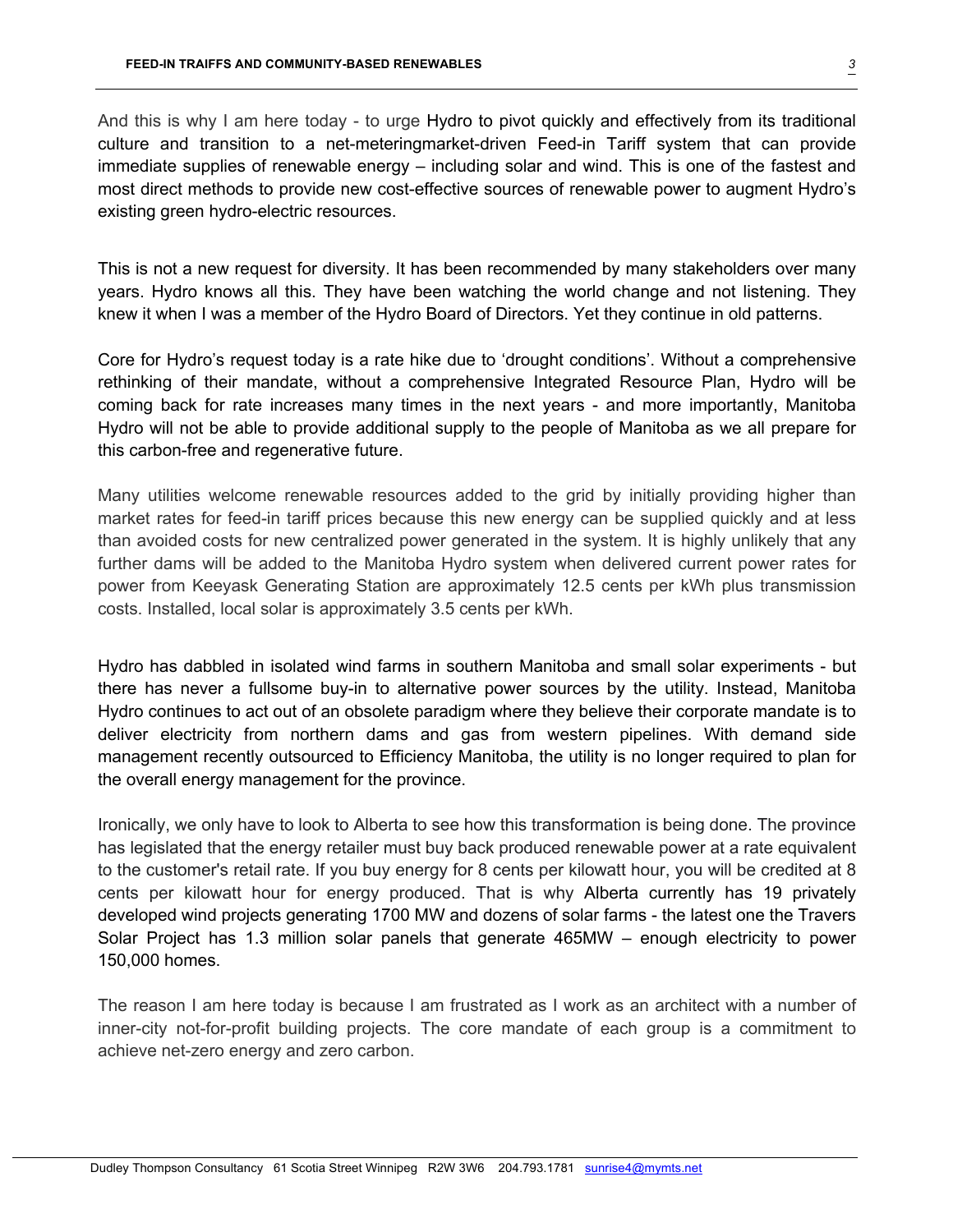And this is why I am here today - to urge Hydro to pivot quickly and effectively from its traditional culture and transition to a net-meteringmarket-driven Feed-in Tariff system that can provide immediate supplies of renewable energy – including solar and wind. This is one of the fastest and most direct methods to provide new cost-effective sources of renewable power to augment Hydro's existing green hydro-electric resources.

This is not a new request for diversity. It has been recommended by many stakeholders over many years. Hydro knows all this. They have been watching the world change and not listening. They knew it when I was a member of the Hydro Board of Directors. Yet they continue in old patterns.

Core for Hydro's request today is a rate hike due to 'drought conditions'. Without a comprehensive rethinking of their mandate, without a comprehensive Integrated Resource Plan, Hydro will be coming back for rate increases many times in the next years - and more importantly, Manitoba Hydro will not be able to provide additional supply to the people of Manitoba as we all prepare for this carbon-free and regenerative future.

Many utilities welcome renewable resources added to the grid by initially providing higher than market rates for feed-in tariff prices because this new energy can be supplied quickly and at less than avoided costs for new centralized power generated in the system. It is highly unlikely that any further dams will be added to the Manitoba Hydro system when delivered current power rates for power from Keeyask Generating Station are approximately 12.5 cents per kWh plus transmission costs. Installed, local solar is approximately 3.5 cents per kWh.

Hydro has dabbled in isolated wind farms in southern Manitoba and small solar experiments - but there has never a fullsome buy-in to alternative power sources by the utility. Instead, Manitoba Hydro continues to act out of an obsolete paradigm where they believe their corporate mandate is to deliver electricity from northern dams and gas from western pipelines. With demand side management recently outsourced to Efficiency Manitoba, the utility is no longer required to plan for the overall energy management for the province.

Ironically, we only have to look to Alberta to see how this transformation is being done. The province has legislated that the energy retailer must buy back produced renewable power at a rate equivalent to the customer's retail rate. If you buy energy for 8 cents per kilowatt hour, you will be credited at 8 cents per kilowatt hour for energy produced. That is why Alberta currently has 19 privately developed wind projects generating 1700 MW and dozens of solar farms - the latest one the Travers Solar Project has 1.3 million solar panels that generate 465MW – enough electricity to power 150,000 homes.

The reason I am here today is because I am frustrated as I work as an architect with a number of inner-city not-for-profit building projects. The core mandate of each group is a commitment to achieve net-zero energy and zero carbon.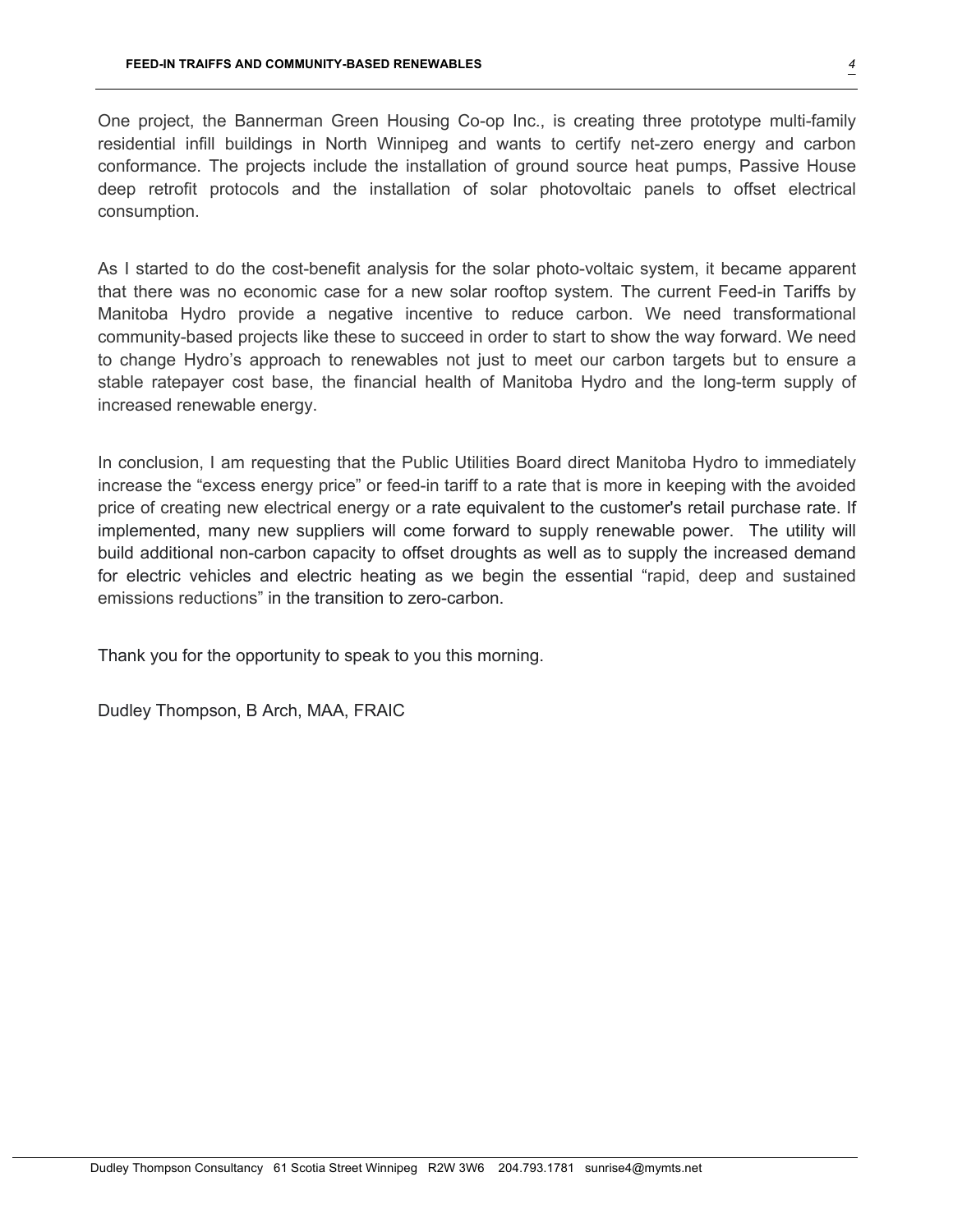One project, the Bannerman Green Housing Co-op Inc., is creating three prototype multi-family residential infill buildings in North Winnipeg and wants to certify net-zero energy and carbon conformance. The projects include the installation of ground source heat pumps, Passive House deep retrofit protocols and the installation of solar photovoltaic panels to offset electrical consumption.

As I started to do the cost-benefit analysis for the solar photo-voltaic system, it became apparent that there was no economic case for a new solar rooftop system. The current Feed-in Tariffs by Manitoba Hydro provide a negative incentive to reduce carbon. We need transformational community-based projects like these to succeed in order to start to show the way forward. We need to change Hydro's approach to renewables not just to meet our carbon targets but to ensure a stable ratepayer cost base, the financial health of Manitoba Hydro and the long-term supply of increased renewable energy.

In conclusion, I am requesting that the Public Utilities Board direct Manitoba Hydro to immediately increase the "excess energy price" or feed-in tariff to a rate that is more in keeping with the avoided price of creating new electrical energy or a rate equivalent to the customer's retail purchase rate. If implemented, many new suppliers will come forward to supply renewable power. The utility will build additional non-carbon capacity to offset droughts as well as to supply the increased demand for electric vehicles and electric heating as we begin the essential "rapid, deep and sustained emissions reductions" in the transition to zero-carbon.

Thank you for the opportunity to speak to you this morning.

Dudley Thompson, B Arch, MAA, FRAIC

Dudley Thompson Consultancy 61 Scotia Street Winnipeg R2W 3W6 204.793.1781 sunrise4@mymts.net